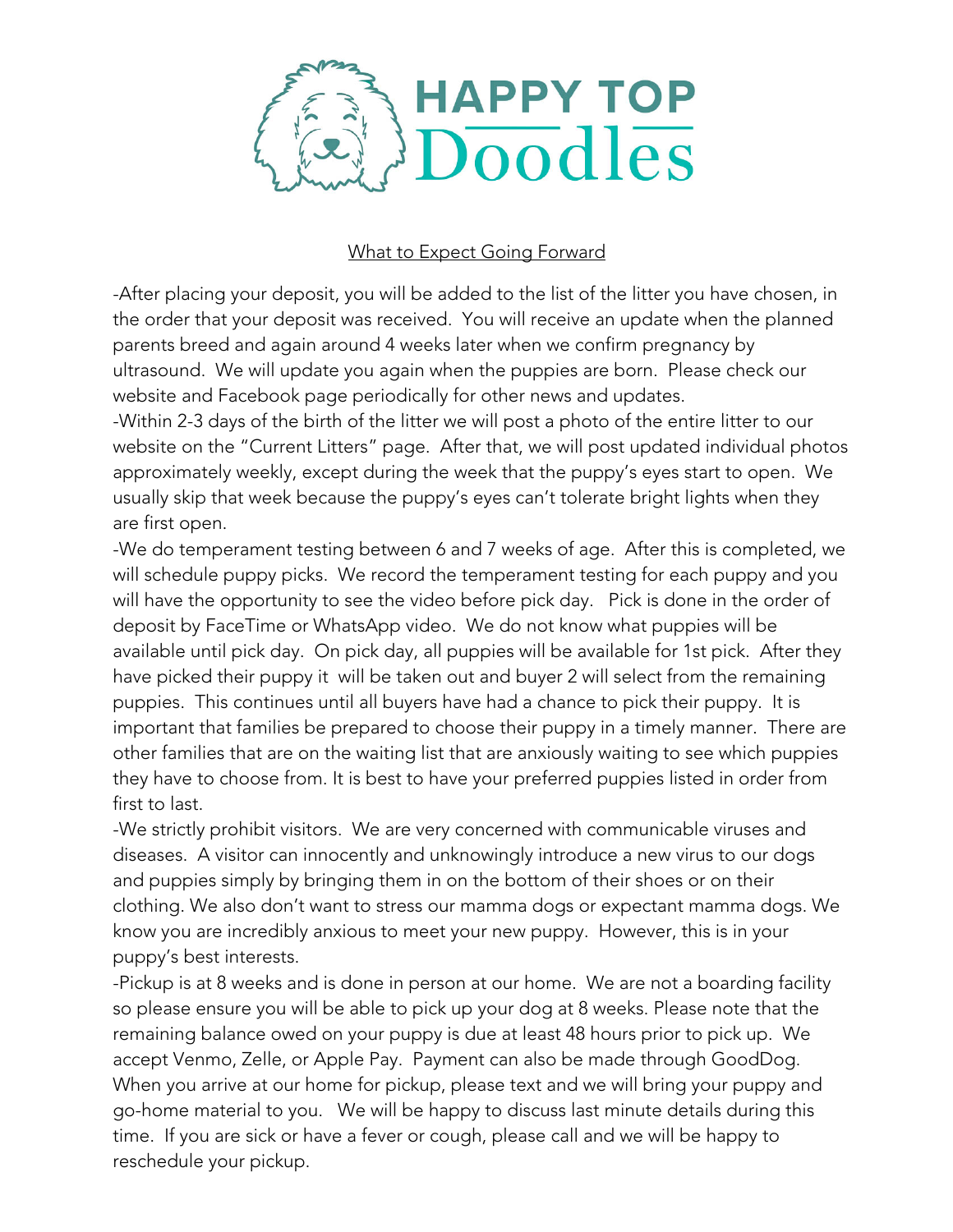# HAPPY TOP Doodles

What to Expect Going Forward

-After placing your deposit, you will be added to the list of the litter you have chosen, in the order that your deposit was received. You will receive an update when the planned parents breed and again around 4 weeks later when we confirm pregnancy by ultrasound. We will update you again when the puppies are born. Please check our website and Facebook page periodically for other news and updates.

-Within 2-3 days of the birth of the litter we will post a photo of the entire litter to our website on the "Current Litters" page. After that, we will post updated individual photos approximately weekly, except during the week that the puppy's eyes start to open. We usually skip that week because the puppy's eyes can't tolerate bright lights when they are first open.

-We do temperament testing between 6 and 7 weeks of age. After this is completed, we will schedule puppy picks. We record the temperament testing for each puppy and you will have the opportunity to see the video before pick day. Pick is done in the order of deposit by FaceTime or WhatsApp video. We do not know what puppies will be available until pick day. On pick day, all puppies will be available for 1st pick. After they have picked their puppy it will be taken out and buyer 2 will select from the remaining puppies. This continues until all buyers have had a chance to pick their puppy. It is important that families be prepared to choose their puppy in a timely manner. There are other families that are on the waiting list that are anxiously waiting to see which puppies they have to choose from. It is best to have your preferred puppies listed in order from first to last.

-We strictly prohibit visitors. We are very concerned with communicable viruses and diseases. A visitor can innocently and unknowingly introduce a new virus to our dogs and puppies simply by bringing them in on the bottom of their shoes or on their clothing. We also don't want to stress our mamma dogs or expectant mamma dogs. We know you are incredibly anxious to meet your new puppy. However, this is in your puppy's best interests.

-Pickup is at 8 weeks and is done in person at our home. We are not a boarding facility so please ensure you will be able to pick up your dog at 8 weeks. Please note that the remaining balance owed on your puppy is due at least 48 hours prior to pick up. We accept Venmo, Zelle, or Apple Pay. Payment can also be made through GoodDog. When you arrive at our home for pickup, please text and we will bring your puppy and go-home material to you. We will be happy to discuss last minute details during this time. If you are sick or have a fever or cough, please call and we will be happy to reschedule your pickup.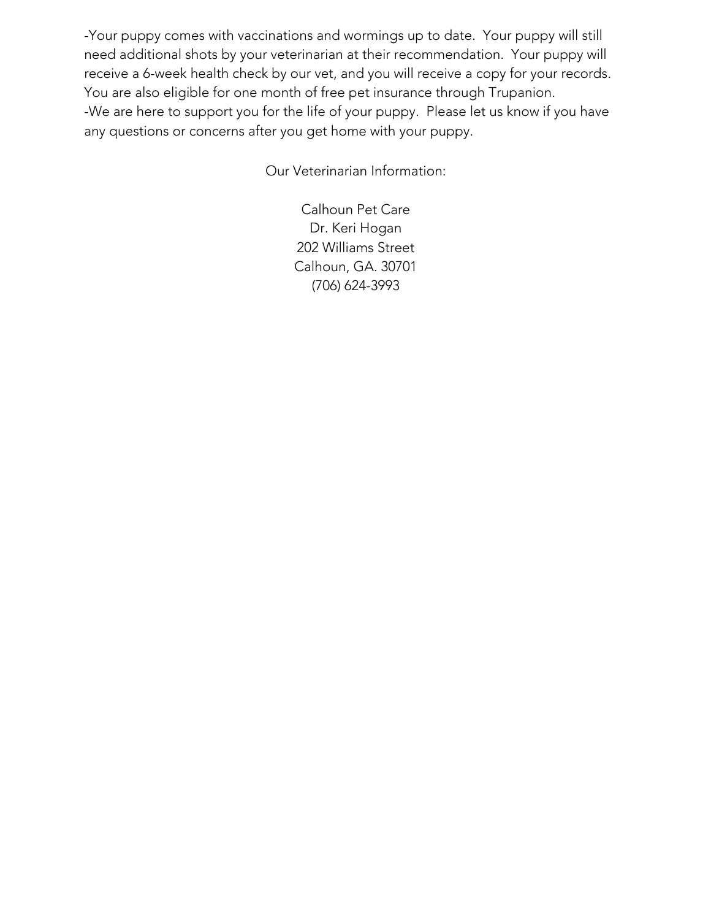-Your puppy comes with vaccinations and wormings up to date. Your puppy will still need additional shots by your veterinarian at their recommendation. Your puppy will receive a 6-week health check by our vet, and you will receive a copy for your records. You are also eligible for one month of free pet insurance through Trupanion.

-We are here to support you for the life of your puppy. Please let us know if you have any questions or concerns after you get home with your puppy.

Our Veterinarian Information:

Calhoun Pet Care
Dr. Keri Hogan
202 Williams Street
Calhoun, GA. 30701
(706) 624-3993